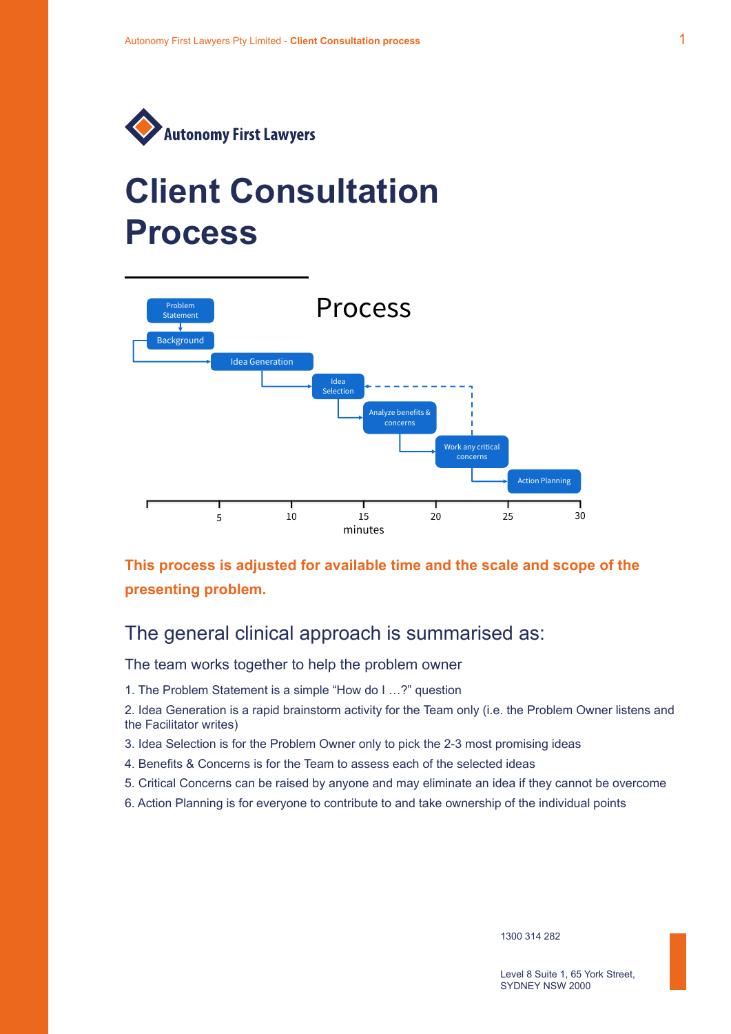Autonomy First Lawyers

# Client Consultation Process

Process

Problem Statement
Background
Idea Generation
Idea Selection
Analyze benefits & concerns
Work any critical concerns
Action Planning

5 10 15 20 25 30
minutes

**This process is adjusted for available time and the scale and scope of the presenting problem.**

## The general clinical approach is summarised as:

The team works together to help the problem owner

1. The Problem Statement is a simple “How do I …?” question
2. Idea Generation is a rapid brainstorm activity for the Team only (i.e. the Problem Owner listens and the Facilitator writes)
3. Idea Selection is for the Problem Owner only to pick the 2-3 most promising ideas
4. Benefits & Concerns is for the Team to assess each of the selected ideas
5. Critical Concerns can be raised by anyone and may eliminate an idea if they cannot be overcome
6. Action Planning is for everyone to contribute to and take ownership of the individual points

1300 314 282

Level 8 Suite 1, 65 York Street,
SYDNEY NSW 2000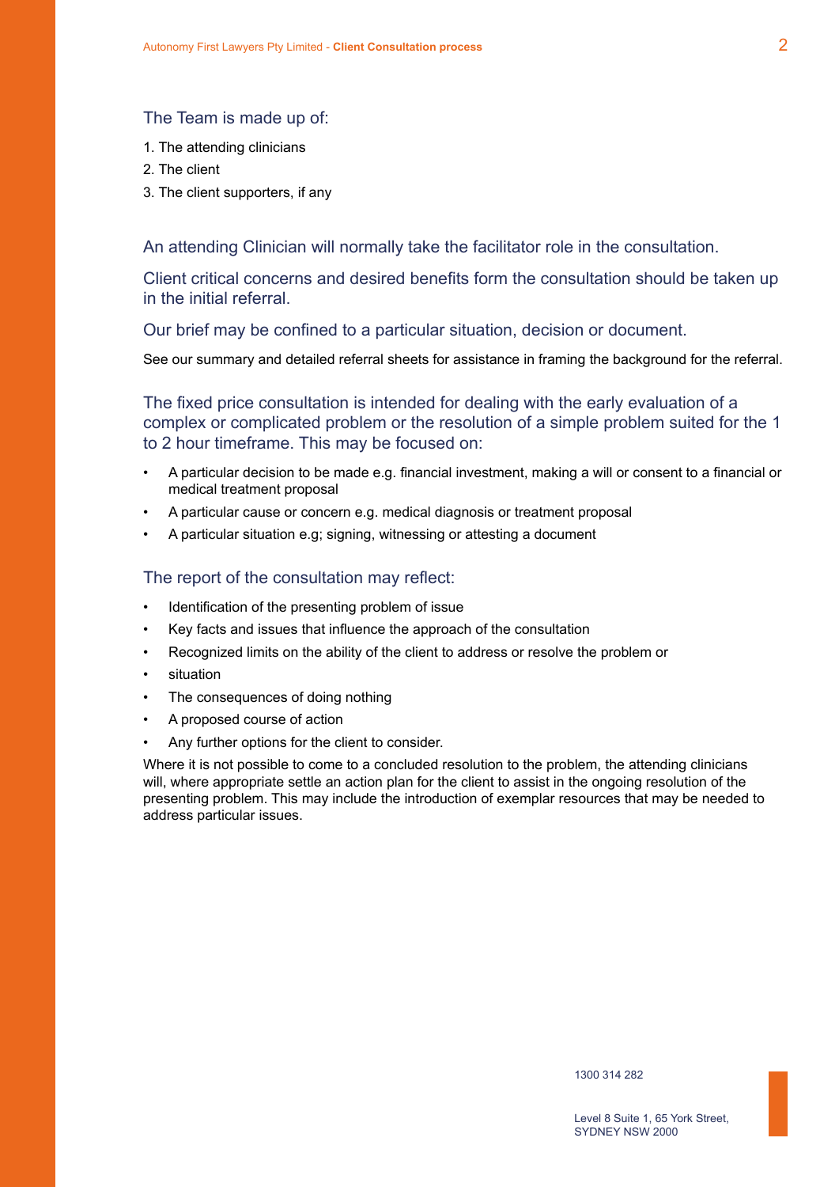## The Team is made up of:

1. The attending clinicians
2. The client
3. The client supporters, if any

## An attending Clinician will normally take the facilitator role in the consultation.

## Client critical concerns and desired benefits form the consultation should be taken up in the initial referral.

## Our brief may be confined to a particular situation, decision or document.

See our summary and detailed referral sheets for assistance in framing the background for the referral.

## The fixed price consultation is intended for dealing with the early evaluation of a complex or complicated problem or the resolution of a simple problem suited for the 1 to 2 hour timeframe. This may be focused on:

- A particular decision to be made e.g. financial investment, making a will or consent to a financial or medical treatment proposal
- A particular cause or concern e.g. medical diagnosis or treatment proposal
- A particular situation e.g; signing, witnessing or attesting a document

## The report of the consultation may reflect:

- Identification of the presenting problem of issue
- Key facts and issues that influence the approach of the consultation
- Recognized limits on the ability of the client to address or resolve the problem or
- situation
- The consequences of doing nothing
- A proposed course of action
- Any further options for the client to consider.

Where it is not possible to come to a concluded resolution to the problem, the attending clinicians will, where appropriate settle an action plan for the client to assist in the ongoing resolution of the presenting problem. This may include the introduction of exemplar resources that may be needed to address particular issues.

1300 314 282

Level 8 Suite 1, 65 York Street,
SYDNEY NSW 2000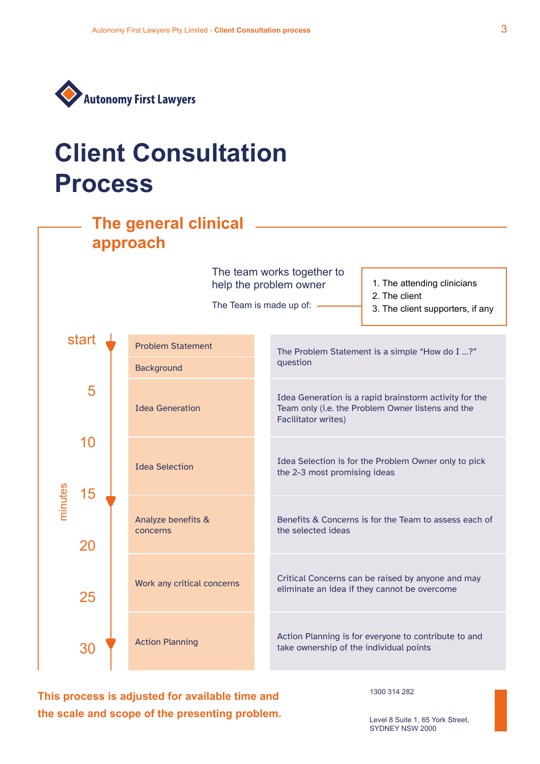Autonomy First Lawyers

# Client Consultation Process

## The general clinical approach

The team works together to help the problem owner

The Team is made up of:

1. The attending clinicians
2. The client
3. The client supporters, if any

| Minutes | Stage | Description |
|---|---|---|
| start | Problem Statement | The Problem Statement is a simple “How do I …?” question |
| | Background | |
| 5 | Idea Generation | Idea Generation is a rapid brainstorm activity for the Team only (i.e. the Problem Owner listens and the Facilitator writes) |
| 10 | Idea Selection | Idea Selection is for the Problem Owner only to pick the 2-3 most promising ideas |
| 15 | Analyze benefits & concerns | Benefits & Concerns is for the Team to assess each of the selected ideas |
| 20 | Work any critical concerns | Critical Concerns can be raised by anyone and may eliminate an idea if they cannot be overcome |
| 25–30 | Action Planning | Action Planning is for everyone to contribute to and take ownership of the individual points |

**This process is adjusted for available time and the scale and scope of the presenting problem.**

1300 314 282

Level 8 Suite 1, 65 York Street,
SYDNEY NSW 2000